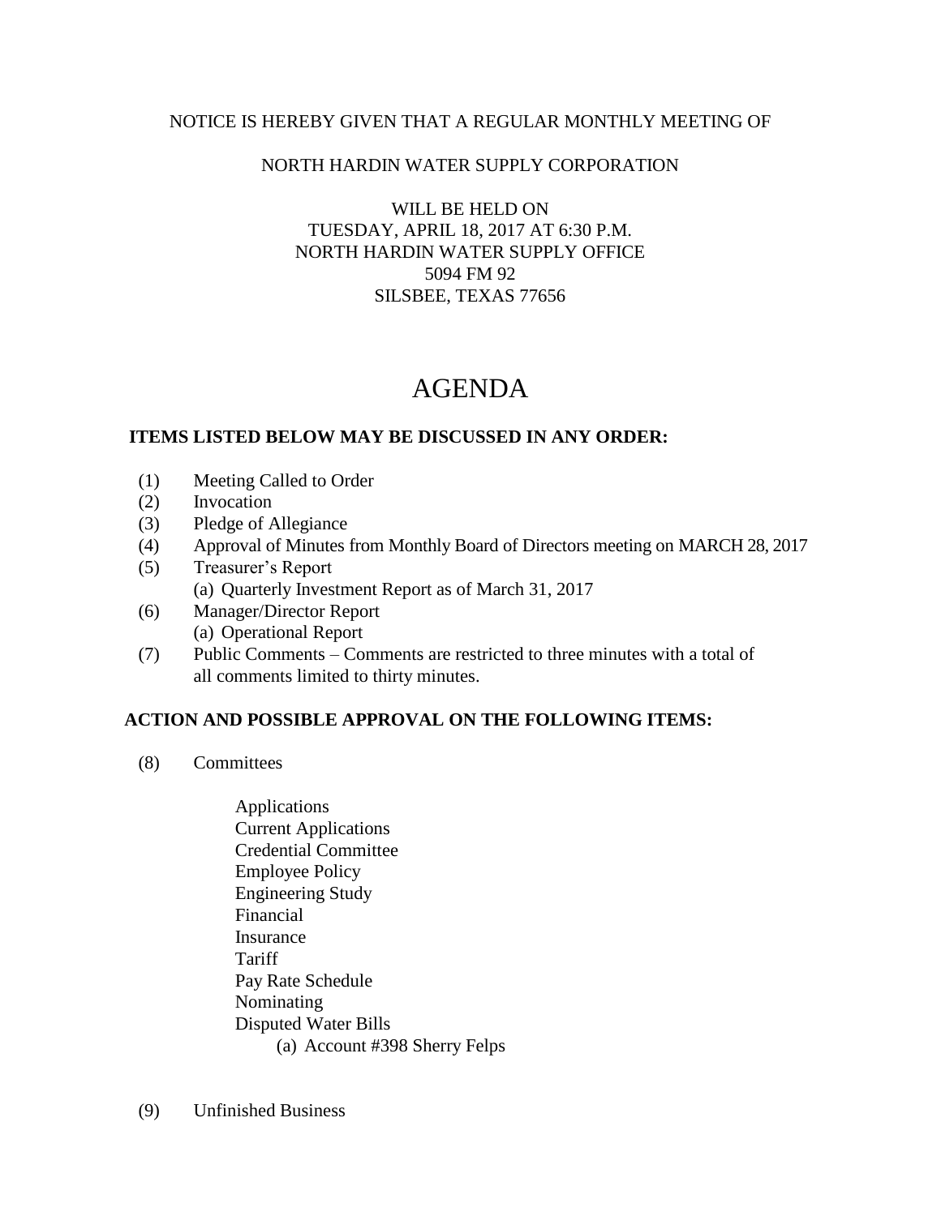NOTICE IS HEREBY GIVEN THAT A REGULAR MONTHLY MEETING OF

NORTH HARDIN WATER SUPPLY CORPORATION

WILL BE HELD ON
TUESDAY, APRIL 18, 2017 AT 6:30 P.M.
NORTH HARDIN WATER SUPPLY OFFICE
5094 FM 92
SILSBEE, TEXAS 77656

# AGENDA

**ITEMS LISTED BELOW MAY BE DISCUSSED IN ANY ORDER:**

(1) Meeting Called to Order
(2) Invocation
(3) Pledge of Allegiance
(4) Approval of Minutes from Monthly Board of Directors meeting on MARCH 28, 2017
(5) Treasurer's Report
    (a) Quarterly Investment Report as of March 31, 2017
(6) Manager/Director Report
    (a) Operational Report
(7) Public Comments – Comments are restricted to three minutes with a total of all comments limited to thirty minutes.

**ACTION AND POSSIBLE APPROVAL ON THE FOLLOWING ITEMS:**

(8) Committees

- Applications
- Current Applications
- Credential Committee
- Employee Policy
- Engineering Study
- Financial
- Insurance
- Tariff
- Pay Rate Schedule
- Nominating
- Disputed Water Bills
    - (a) Account #398 Sherry Felps

(9) Unfinished Business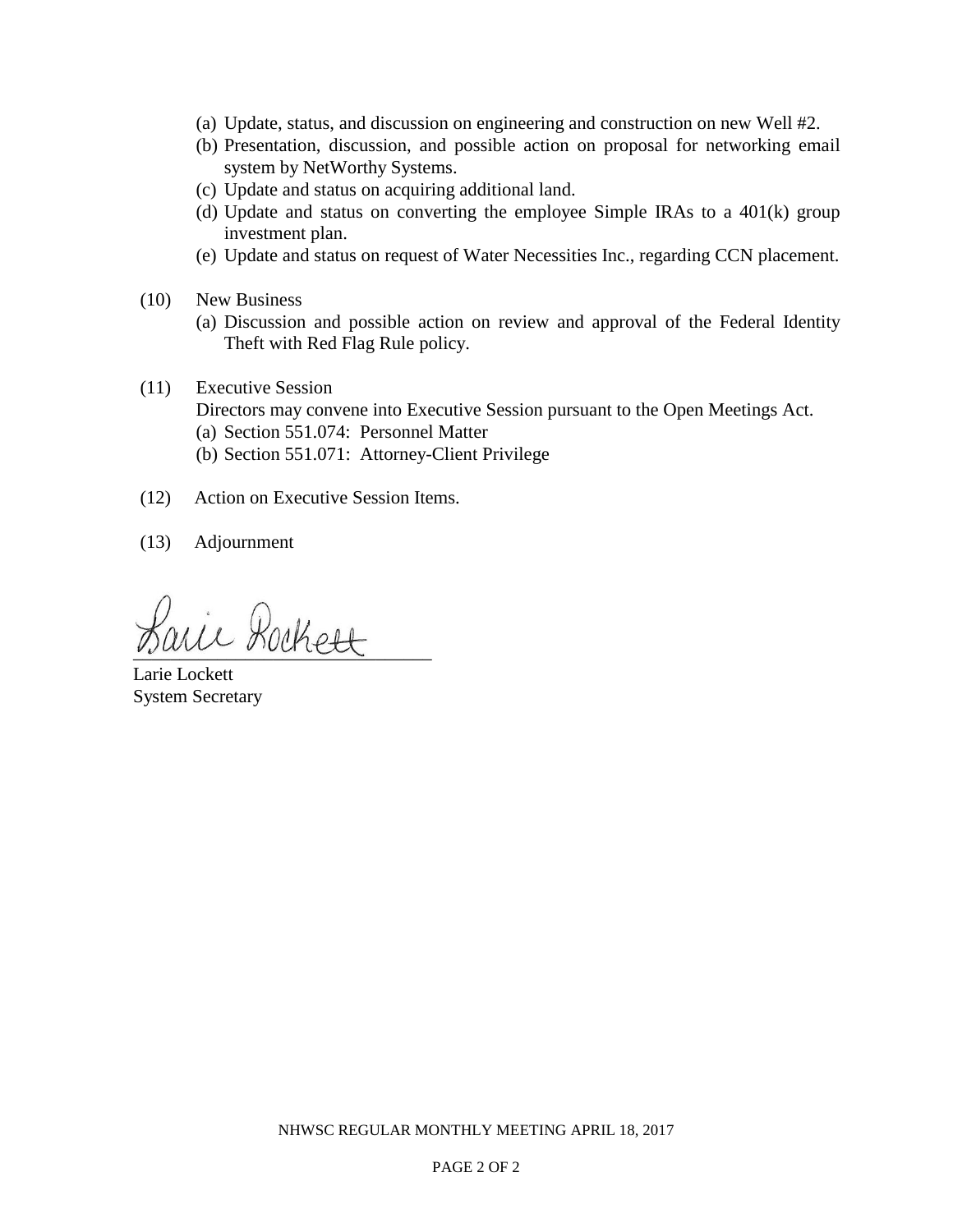(a) Update, status, and discussion on engineering and construction on new Well #2.
(b) Presentation, discussion, and possible action on proposal for networking email system by NetWorthy Systems.
(c) Update and status on acquiring additional land.
(d) Update and status on converting the employee Simple IRAs to a 401(k) group investment plan.
(e) Update and status on request of Water Necessities Inc., regarding CCN placement.

(10) New Business

(a) Discussion and possible action on review and approval of the Federal Identity Theft with Red Flag Rule policy.

(11) Executive Session

Directors may convene into Executive Session pursuant to the Open Meetings Act.

(a) Section 551.074: Personnel Matter
(b) Section 551.071: Attorney-Client Privilege

(12) Action on Executive Session Items.

(13) Adjournment

Larie Lockett
System Secretary